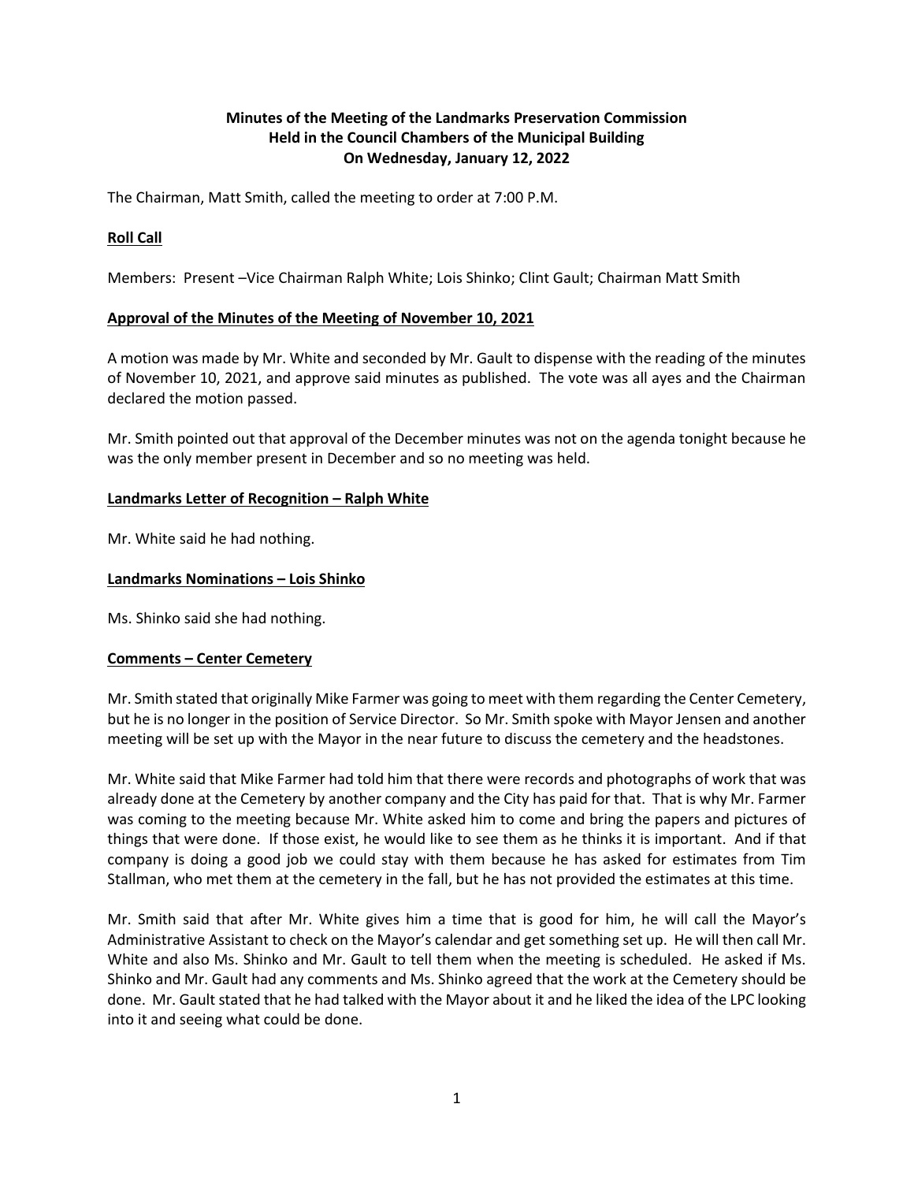**Minutes of the Meeting of the Landmarks Preservation Commission**
**Held in the Council Chambers of the Municipal Building**
**On Wednesday, January 12, 2022**

The Chairman, Matt Smith, called the meeting to order at 7:00 P.M.

**Roll Call**

Members: Present –Vice Chairman Ralph White; Lois Shinko; Clint Gault; Chairman Matt Smith

**Approval of the Minutes of the Meeting of November 10, 2021**

A motion was made by Mr. White and seconded by Mr. Gault to dispense with the reading of the minutes of November 10, 2021, and approve said minutes as published. The vote was all ayes and the Chairman declared the motion passed.

Mr. Smith pointed out that approval of the December minutes was not on the agenda tonight because he was the only member present in December and so no meeting was held.

**Landmarks Letter of Recognition – Ralph White**

Mr. White said he had nothing.

**Landmarks Nominations – Lois Shinko**

Ms. Shinko said she had nothing.

**Comments – Center Cemetery**

Mr. Smith stated that originally Mike Farmer was going to meet with them regarding the Center Cemetery, but he is no longer in the position of Service Director. So Mr. Smith spoke with Mayor Jensen and another meeting will be set up with the Mayor in the near future to discuss the cemetery and the headstones.

Mr. White said that Mike Farmer had told him that there were records and photographs of work that was already done at the Cemetery by another company and the City has paid for that. That is why Mr. Farmer was coming to the meeting because Mr. White asked him to come and bring the papers and pictures of things that were done. If those exist, he would like to see them as he thinks it is important. And if that company is doing a good job we could stay with them because he has asked for estimates from Tim Stallman, who met them at the cemetery in the fall, but he has not provided the estimates at this time.

Mr. Smith said that after Mr. White gives him a time that is good for him, he will call the Mayor's Administrative Assistant to check on the Mayor's calendar and get something set up. He will then call Mr. White and also Ms. Shinko and Mr. Gault to tell them when the meeting is scheduled. He asked if Ms. Shinko and Mr. Gault had any comments and Ms. Shinko agreed that the work at the Cemetery should be done. Mr. Gault stated that he had talked with the Mayor about it and he liked the idea of the LPC looking into it and seeing what could be done.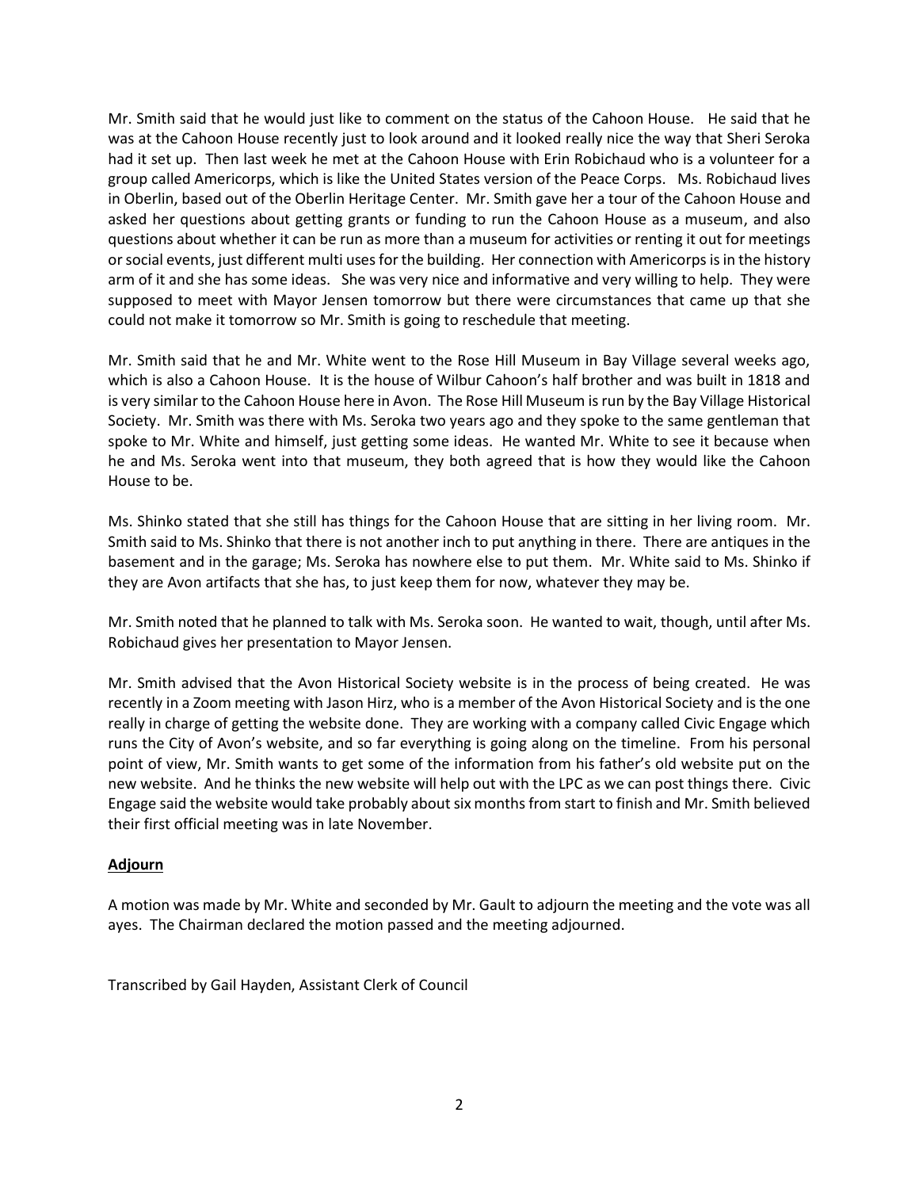Mr. Smith said that he would just like to comment on the status of the Cahoon House. He said that he was at the Cahoon House recently just to look around and it looked really nice the way that Sheri Seroka had it set up. Then last week he met at the Cahoon House with Erin Robichaud who is a volunteer for a group called Americorps, which is like the United States version of the Peace Corps. Ms. Robichaud lives in Oberlin, based out of the Oberlin Heritage Center. Mr. Smith gave her a tour of the Cahoon House and asked her questions about getting grants or funding to run the Cahoon House as a museum, and also questions about whether it can be run as more than a museum for activities or renting it out for meetings or social events, just different multi uses for the building. Her connection with Americorps is in the history arm of it and she has some ideas. She was very nice and informative and very willing to help. They were supposed to meet with Mayor Jensen tomorrow but there were circumstances that came up that she could not make it tomorrow so Mr. Smith is going to reschedule that meeting.

Mr. Smith said that he and Mr. White went to the Rose Hill Museum in Bay Village several weeks ago, which is also a Cahoon House. It is the house of Wilbur Cahoon's half brother and was built in 1818 and is very similar to the Cahoon House here in Avon. The Rose Hill Museum is run by the Bay Village Historical Society. Mr. Smith was there with Ms. Seroka two years ago and they spoke to the same gentleman that spoke to Mr. White and himself, just getting some ideas. He wanted Mr. White to see it because when he and Ms. Seroka went into that museum, they both agreed that is how they would like the Cahoon House to be.

Ms. Shinko stated that she still has things for the Cahoon House that are sitting in her living room. Mr. Smith said to Ms. Shinko that there is not another inch to put anything in there. There are antiques in the basement and in the garage; Ms. Seroka has nowhere else to put them. Mr. White said to Ms. Shinko if they are Avon artifacts that she has, to just keep them for now, whatever they may be.

Mr. Smith noted that he planned to talk with Ms. Seroka soon. He wanted to wait, though, until after Ms. Robichaud gives her presentation to Mayor Jensen.

Mr. Smith advised that the Avon Historical Society website is in the process of being created. He was recently in a Zoom meeting with Jason Hirz, who is a member of the Avon Historical Society and is the one really in charge of getting the website done. They are working with a company called Civic Engage which runs the City of Avon's website, and so far everything is going along on the timeline. From his personal point of view, Mr. Smith wants to get some of the information from his father's old website put on the new website. And he thinks the new website will help out with the LPC as we can post things there. Civic Engage said the website would take probably about six months from start to finish and Mr. Smith believed their first official meeting was in late November.

**Adjourn**

A motion was made by Mr. White and seconded by Mr. Gault to adjourn the meeting and the vote was all ayes. The Chairman declared the motion passed and the meeting adjourned.

Transcribed by Gail Hayden, Assistant Clerk of Council